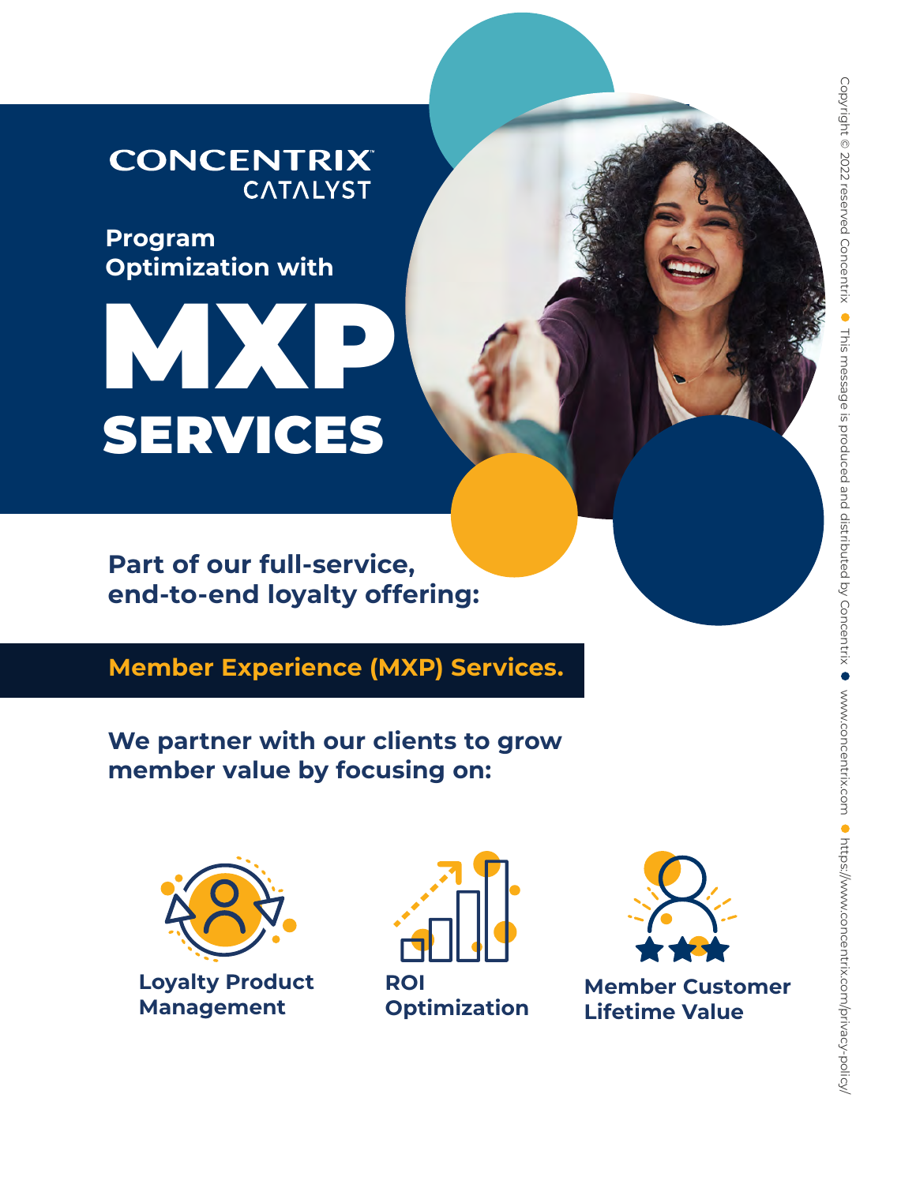CONCENTRIX CATALYST

# Program Optimization with MXP SERVICES

**Part of our full-service, end-to-end loyalty offering:**

**Member Experience (MXP) Services.**

**We partner with our clients to grow member value by focusing on:**

- **Loyalty Product Management**
- **ROI Optimization**
- **Member Customer Lifetime Value**

Copyright © 2022 reserved Concentrix • This message is produced and distributed by Concentrix • www.concentrix.com • https://www.concentrix.com/privacy-policy/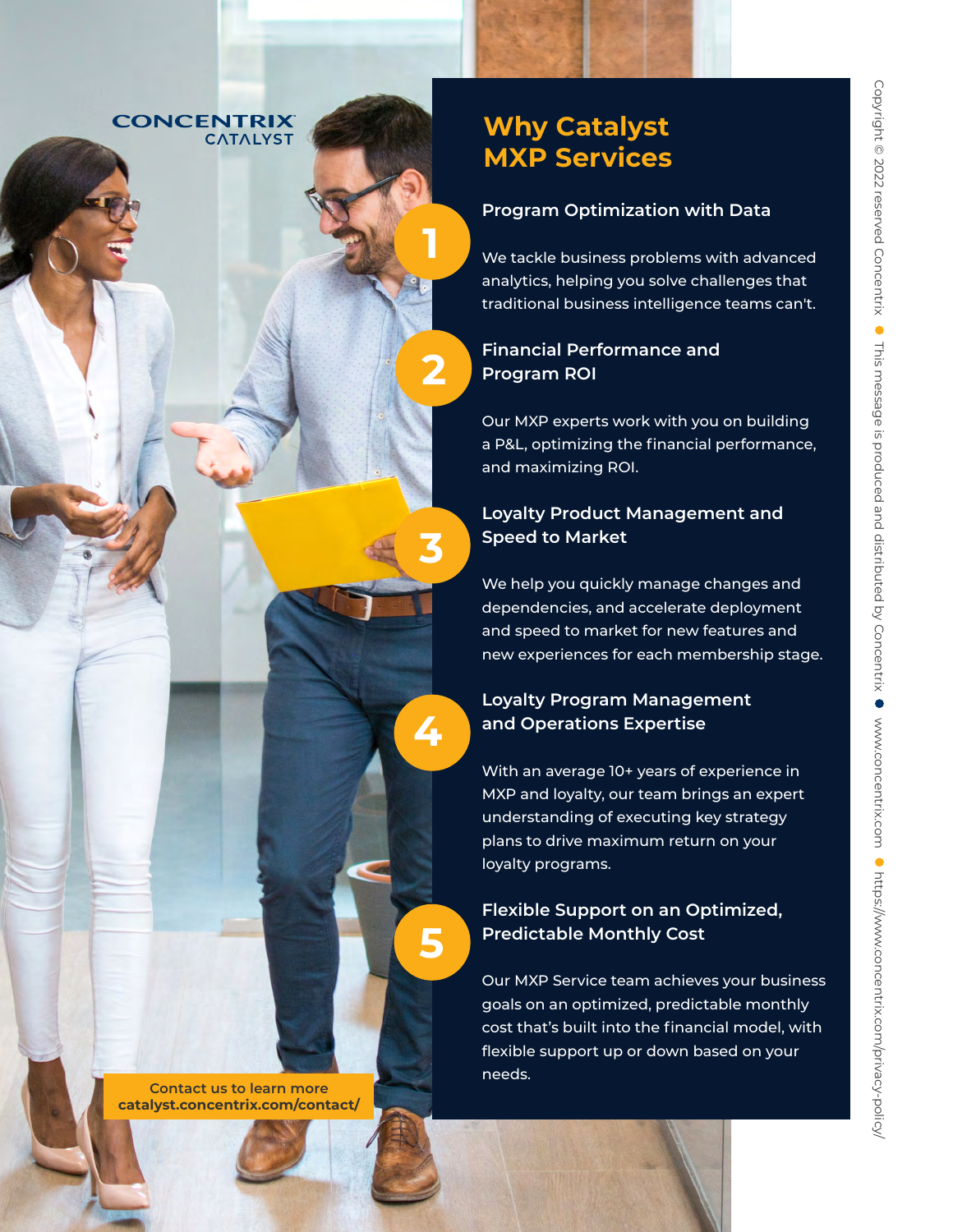CONCENTRIX CATALYST

# Why Catalyst MXP Services

## 1 Program Optimization with Data

We tackle business problems with advanced analytics, helping you solve challenges that traditional business intelligence teams can't.

## 2 Financial Performance and Program ROI

Our MXP experts work with you on building a P&L, optimizing the financial performance, and maximizing ROI.

## 3 Loyalty Product Management and Speed to Market

We help you quickly manage changes and dependencies, and accelerate deployment and speed to market for new features and new experiences for each membership stage.

## 4 Loyalty Program Management and Operations Expertise

With an average 10+ years of experience in MXP and loyalty, our team brings an expert understanding of executing key strategy plans to drive maximum return on your loyalty programs.

## 5 Flexible Support on an Optimized, Predictable Monthly Cost

Our MXP Service team achieves your business goals on an optimized, predictable monthly cost that's built into the financial model, with flexible support up or down based on your needs.

Contact us to learn more
catalyst.concentrix.com/contact/

Copyright © 2022 reserved Concentrix • This message is produced and distributed by Concentrix • www.concentrix.com • https://www.concentrix.com/privacy-policy/